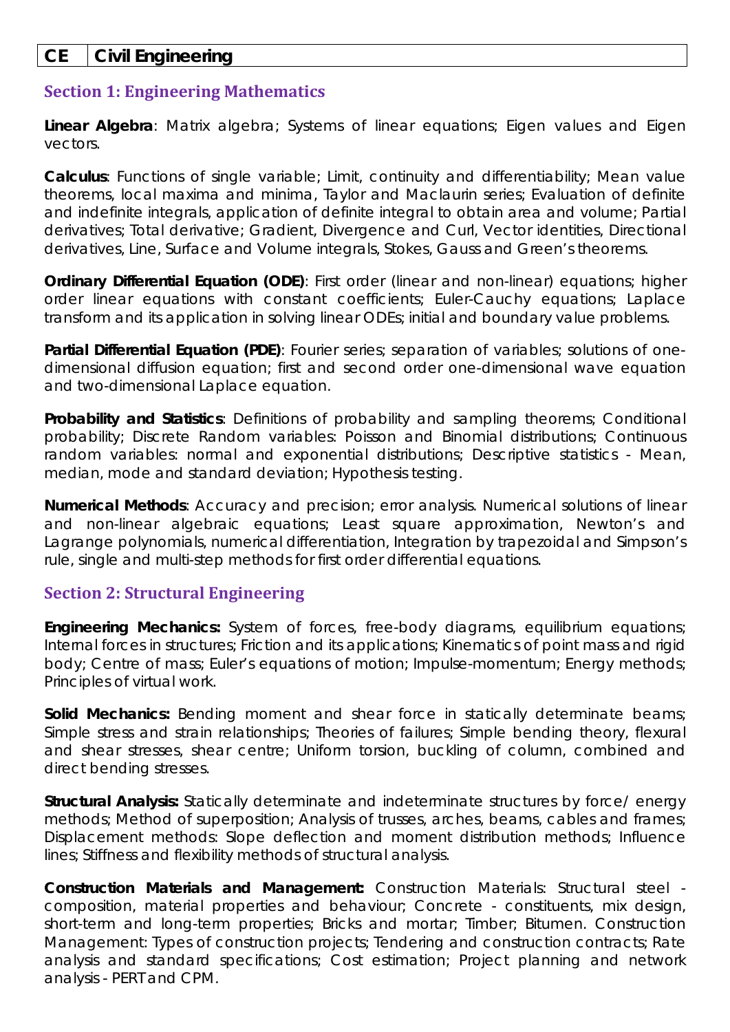| CE | Civil Engineering |
|---|---|

## Section 1: Engineering Mathematics

**Linear Algebra**: Matrix algebra; Systems of linear equations; Eigen values and Eigen vectors.

**Calculus**: Functions of single variable; Limit, continuity and differentiability; Mean value theorems, local maxima and minima, Taylor and Maclaurin series; Evaluation of definite and indefinite integrals, application of definite integral to obtain area and volume; Partial derivatives; Total derivative; Gradient, Divergence and Curl, Vector identities, Directional derivatives, Line, Surface and Volume integrals, Stokes, Gauss and Green's theorems.

**Ordinary Differential Equation (ODE)**: First order (linear and non-linear) equations; higher order linear equations with constant coefficients; Euler-Cauchy equations; Laplace transform and its application in solving linear ODEs; initial and boundary value problems.

**Partial Differential Equation (PDE)**: Fourier series; separation of variables; solutions of one-dimensional diffusion equation; first and second order one-dimensional wave equation and two-dimensional Laplace equation.

**Probability and Statistics**: Definitions of probability and sampling theorems; Conditional probability; Discrete Random variables: Poisson and Binomial distributions; Continuous random variables: normal and exponential distributions; Descriptive statistics - Mean, median, mode and standard deviation; Hypothesis testing.

**Numerical Methods**: Accuracy and precision; error analysis. Numerical solutions of linear and non-linear algebraic equations; Least square approximation, Newton's and Lagrange polynomials, numerical differentiation, Integration by trapezoidal and Simpson's rule, single and multi-step methods for first order differential equations.

## Section 2: Structural Engineering

**Engineering Mechanics:** System of forces, free-body diagrams, equilibrium equations; Internal forces in structures; Friction and its applications; Kinematics of point mass and rigid body; Centre of mass; Euler's equations of motion; Impulse-momentum; Energy methods; Principles of virtual work.

**Solid Mechanics:** Bending moment and shear force in statically determinate beams; Simple stress and strain relationships; Theories of failures; Simple bending theory, flexural and shear stresses, shear centre; Uniform torsion, buckling of column, combined and direct bending stresses.

**Structural Analysis:** Statically determinate and indeterminate structures by force/ energy methods; Method of superposition; Analysis of trusses, arches, beams, cables and frames; Displacement methods: Slope deflection and moment distribution methods; Influence lines; Stiffness and flexibility methods of structural analysis.

**Construction Materials and Management:** Construction Materials: Structural steel - composition, material properties and behaviour; Concrete - constituents, mix design, short-term and long-term properties; Bricks and mortar; Timber; Bitumen. Construction Management: Types of construction projects; Tendering and construction contracts; Rate analysis and standard specifications; Cost estimation; Project planning and network analysis - PERT and CPM.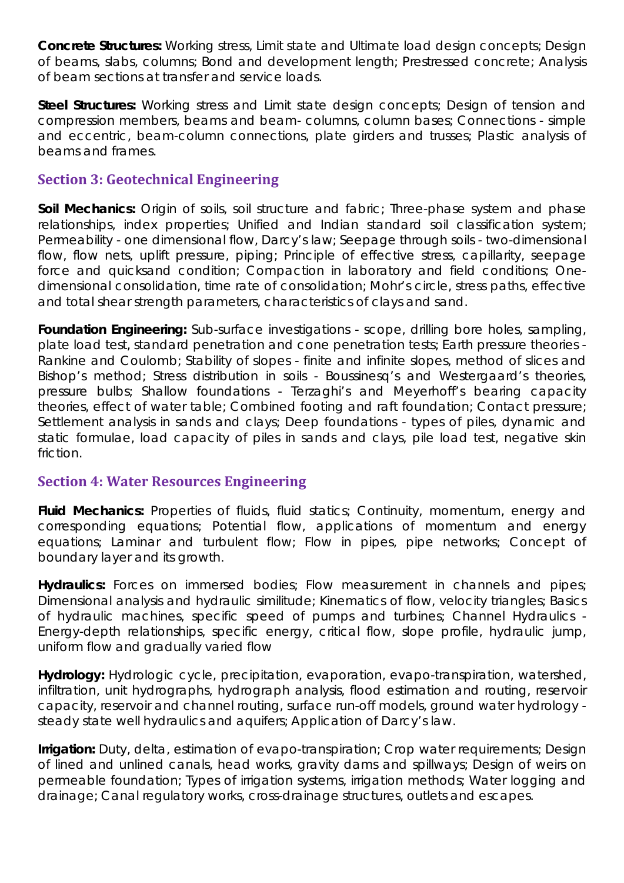**Concrete Structures:** Working stress, Limit state and Ultimate load design concepts; Design of beams, slabs, columns; Bond and development length; Prestressed concrete; Analysis of beam sections at transfer and service loads.

**Steel Structures:** Working stress and Limit state design concepts; Design of tension and compression members, beams and beam- columns, column bases; Connections - simple and eccentric, beam-column connections, plate girders and trusses; Plastic analysis of beams and frames.

## Section 3: Geotechnical Engineering

**Soil Mechanics:** Origin of soils, soil structure and fabric; Three-phase system and phase relationships, index properties; Unified and Indian standard soil classification system; Permeability - one dimensional flow, Darcy's law; Seepage through soils - two-dimensional flow, flow nets, uplift pressure, piping; Principle of effective stress, capillarity, seepage force and quicksand condition; Compaction in laboratory and field conditions; One-dimensional consolidation, time rate of consolidation; Mohr's circle, stress paths, effective and total shear strength parameters, characteristics of clays and sand.

**Foundation Engineering:** Sub-surface investigations - scope, drilling bore holes, sampling, plate load test, standard penetration and cone penetration tests; Earth pressure theories - Rankine and Coulomb; Stability of slopes - finite and infinite slopes, method of slices and Bishop's method; Stress distribution in soils - Boussinesq's and Westergaard's theories, pressure bulbs; Shallow foundations - Terzaghi's and Meyerhoff's bearing capacity theories, effect of water table; Combined footing and raft foundation; Contact pressure; Settlement analysis in sands and clays; Deep foundations - types of piles, dynamic and static formulae, load capacity of piles in sands and clays, pile load test, negative skin friction.

## Section 4: Water Resources Engineering

**Fluid Mechanics:** Properties of fluids, fluid statics; Continuity, momentum, energy and corresponding equations; Potential flow, applications of momentum and energy equations; Laminar and turbulent flow; Flow in pipes, pipe networks; Concept of boundary layer and its growth.

**Hydraulics:** Forces on immersed bodies; Flow measurement in channels and pipes; Dimensional analysis and hydraulic similitude; Kinematics of flow, velocity triangles; Basics of hydraulic machines, specific speed of pumps and turbines; Channel Hydraulics - Energy-depth relationships, specific energy, critical flow, slope profile, hydraulic jump, uniform flow and gradually varied flow

**Hydrology:** Hydrologic cycle, precipitation, evaporation, evapo-transpiration, watershed, infiltration, unit hydrographs, hydrograph analysis, flood estimation and routing, reservoir capacity, reservoir and channel routing, surface run-off models, ground water hydrology - steady state well hydraulics and aquifers; Application of Darcy's law.

**Irrigation:** Duty, delta, estimation of evapo-transpiration; Crop water requirements; Design of lined and unlined canals, head works, gravity dams and spillways; Design of weirs on permeable foundation; Types of irrigation systems, irrigation methods; Water logging and drainage; Canal regulatory works, cross-drainage structures, outlets and escapes.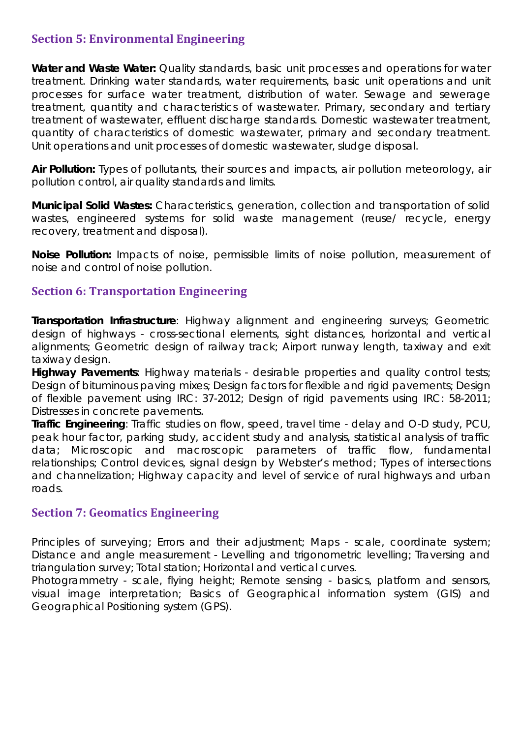## Section 5: Environmental Engineering

**Water and Waste Water:** Quality standards, basic unit processes and operations for water treatment. Drinking water standards, water requirements, basic unit operations and unit processes for surface water treatment, distribution of water. Sewage and sewerage treatment, quantity and characteristics of wastewater. Primary, secondary and tertiary treatment of wastewater, effluent discharge standards. Domestic wastewater treatment, quantity of characteristics of domestic wastewater, primary and secondary treatment. Unit operations and unit processes of domestic wastewater, sludge disposal.

**Air Pollution:** Types of pollutants, their sources and impacts, air pollution meteorology, air pollution control, air quality standards and limits.

**Municipal Solid Wastes:** Characteristics, generation, collection and transportation of solid wastes, engineered systems for solid waste management (reuse/ recycle, energy recovery, treatment and disposal).

**Noise Pollution:** Impacts of noise, permissible limits of noise pollution, measurement of noise and control of noise pollution.

## Section 6: Transportation Engineering

**Transportation Infrastructure**: Highway alignment and engineering surveys; Geometric design of highways - cross-sectional elements, sight distances, horizontal and vertical alignments; Geometric design of railway track; Airport runway length, taxiway and exit taxiway design.

**Highway Pavements**: Highway materials - desirable properties and quality control tests; Design of bituminous paving mixes; Design factors for flexible and rigid pavements; Design of flexible pavement using IRC: 37-2012; Design of rigid pavements using IRC: 58-2011; Distresses in concrete pavements.

**Traffic Engineering**: Traffic studies on flow, speed, travel time - delay and O-D study, PCU, peak hour factor, parking study, accident study and analysis, statistical analysis of traffic data; Microscopic and macroscopic parameters of traffic flow, fundamental relationships; Control devices, signal design by Webster's method; Types of intersections and channelization; Highway capacity and level of service of rural highways and urban roads.

## Section 7: Geomatics Engineering

Principles of surveying; Errors and their adjustment; Maps - scale, coordinate system; Distance and angle measurement - Levelling and trigonometric levelling; Traversing and triangulation survey; Total station; Horizontal and vertical curves.

Photogrammetry - scale, flying height; Remote sensing - basics, platform and sensors, visual image interpretation; Basics of Geographical information system (GIS) and Geographical Positioning system (GPS).